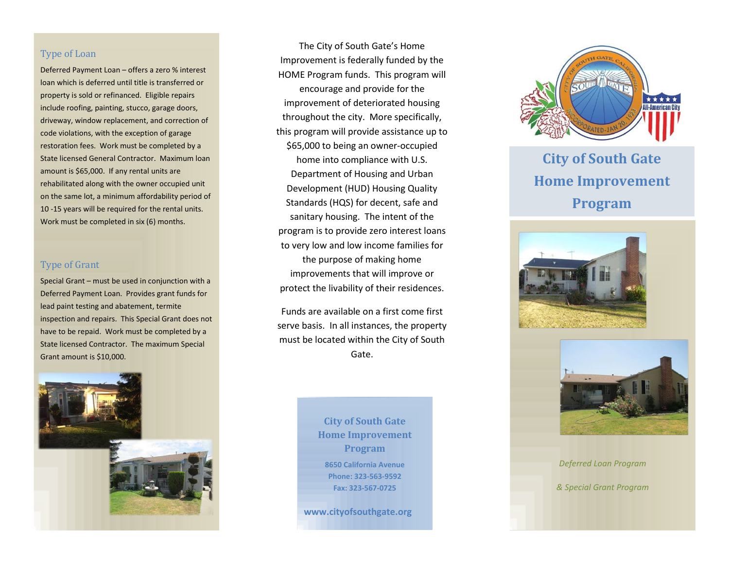## Type of Loan

Deferred Payment Loan – offers a zero % interest loan which is deferred until title is transferred or property is sold or refinanced. Eligible repairs include roofing, painting, stucco, garage doors, driveway, window replacement, and correction of code violations, with the exception of garage restoration fees. Work must be completed by a State licensed General Contractor. Maximum loan amount is $65,000. If any rental units are rehabilitated along with the owner occupied unit on the same lot, a minimum affordability period of 10 -15 years will be required for the rental units. Work must be completed in six (6) months.

## Type of Grant

Special Grant – must be used in conjunction with a Deferred Payment Loan. Provides grant funds for lead paint testing and abatement, termite inspection and repairs. This Special Grant does not have to be repaid. Work must be completed by a State licensed Contractor. The maximum Special Grant amount is $10,000.

The City of South Gate's Home Improvement is federally funded by the HOME Program funds. This program will encourage and provide for the improvement of deteriorated housing throughout the city. More specifically, this program will provide assistance up to $65,000 to being an owner-occupied home into compliance with U.S. Department of Housing and Urban Development (HUD) Housing Quality Standards (HQS) for decent, safe and sanitary housing. The intent of the program is to provide zero interest loans to very low and low income families for the purpose of making home improvements that will improve or protect the livability of their residences.

Funds are available on a first come first serve basis. In all instances, the property must be located within the City of South Gate.

**City of South Gate Home Improvement Program**

**8650 California Avenue**
**Phone: 323-563-9592**
**Fax: 323-567-0725**

**www.cityofsouthgate.org**

# City of South Gate Home Improvement Program

*Deferred Loan Program*

*& Special Grant Program*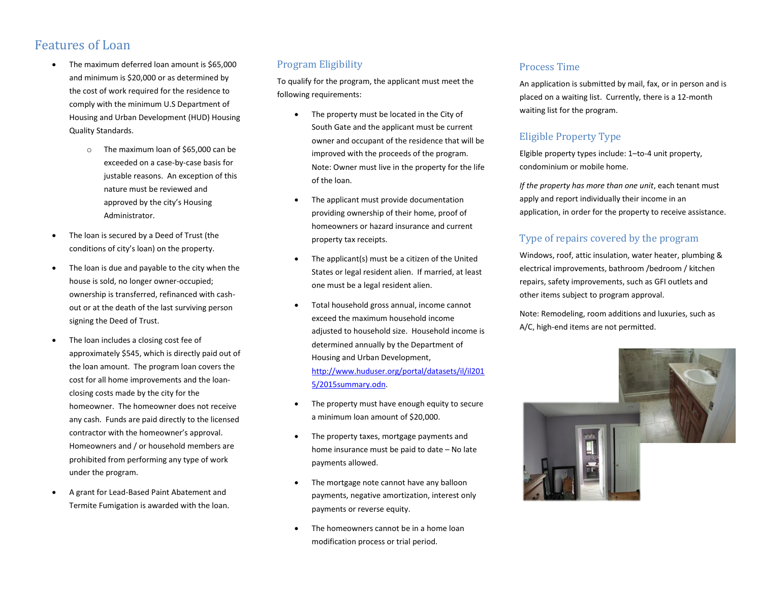## Features of Loan

- The maximum deferred loan amount is $65,000 and minimum is $20,000 or as determined by the cost of work required for the residence to comply with the minimum U.S Department of Housing and Urban Development (HUD) Housing Quality Standards.
    - The maximum loan of $65,000 can be exceeded on a case-by-case basis for justable reasons. An exception of this nature must be reviewed and approved by the city's Housing Administrator.
- The loan is secured by a Deed of Trust (the conditions of city's loan) on the property.
- The loan is due and payable to the city when the house is sold, no longer owner-occupied; ownership is transferred, refinanced with cash-out or at the death of the last surviving person signing the Deed of Trust.
- The loan includes a closing cost fee of approximately $545, which is directly paid out of the loan amount. The program loan covers the cost for all home improvements and the loan-closing costs made by the city for the homeowner. The homeowner does not receive any cash. Funds are paid directly to the licensed contractor with the homeowner's approval. Homeowners and / or household members are prohibited from performing any type of work under the program.
- A grant for Lead-Based Paint Abatement and Termite Fumigation is awarded with the loan.

## Program Eligibility

To qualify for the program, the applicant must meet the following requirements:

- The property must be located in the City of South Gate and the applicant must be current owner and occupant of the residence that will be improved with the proceeds of the program. Note: Owner must live in the property for the life of the loan.
- The applicant must provide documentation providing ownership of their home, proof of homeowners or hazard insurance and current property tax receipts.
- The applicant(s) must be a citizen of the United States or legal resident alien. If married, at least one must be a legal resident alien.
- Total household gross annual, income cannot exceed the maximum household income adjusted to household size. Household income is determined annually by the Department of Housing and Urban Development, [http://www.huduser.org/portal/datasets/il/il2015/2015summary.odn](http://www.huduser.org/portal/datasets/il/il2015/2015summary.odn).
- The property must have enough equity to secure a minimum loan amount of $20,000.
- The property taxes, mortgage payments and home insurance must be paid to date – No late payments allowed.
- The mortgage note cannot have any balloon payments, negative amortization, interest only payments or reverse equity.
- The homeowners cannot be in a home loan modification process or trial period.

## Process Time

An application is submitted by mail, fax, or in person and is placed on a waiting list. Currently, there is a 12-month waiting list for the program.

## Eligible Property Type

Elgible property types include: 1–to-4 unit property, condominium or mobile home.

*If the property has more than one unit*, each tenant must apply and report individually their income in an application, in order for the property to receive assistance.

## Type of repairs covered by the program

Windows, roof, attic insulation, water heater, plumbing & electrical improvements, bathroom /bedroom / kitchen repairs, safety improvements, such as GFI outlets and other items subject to program approval.

Note: Remodeling, room additions and luxuries, such as A/C, high-end items are not permitted.